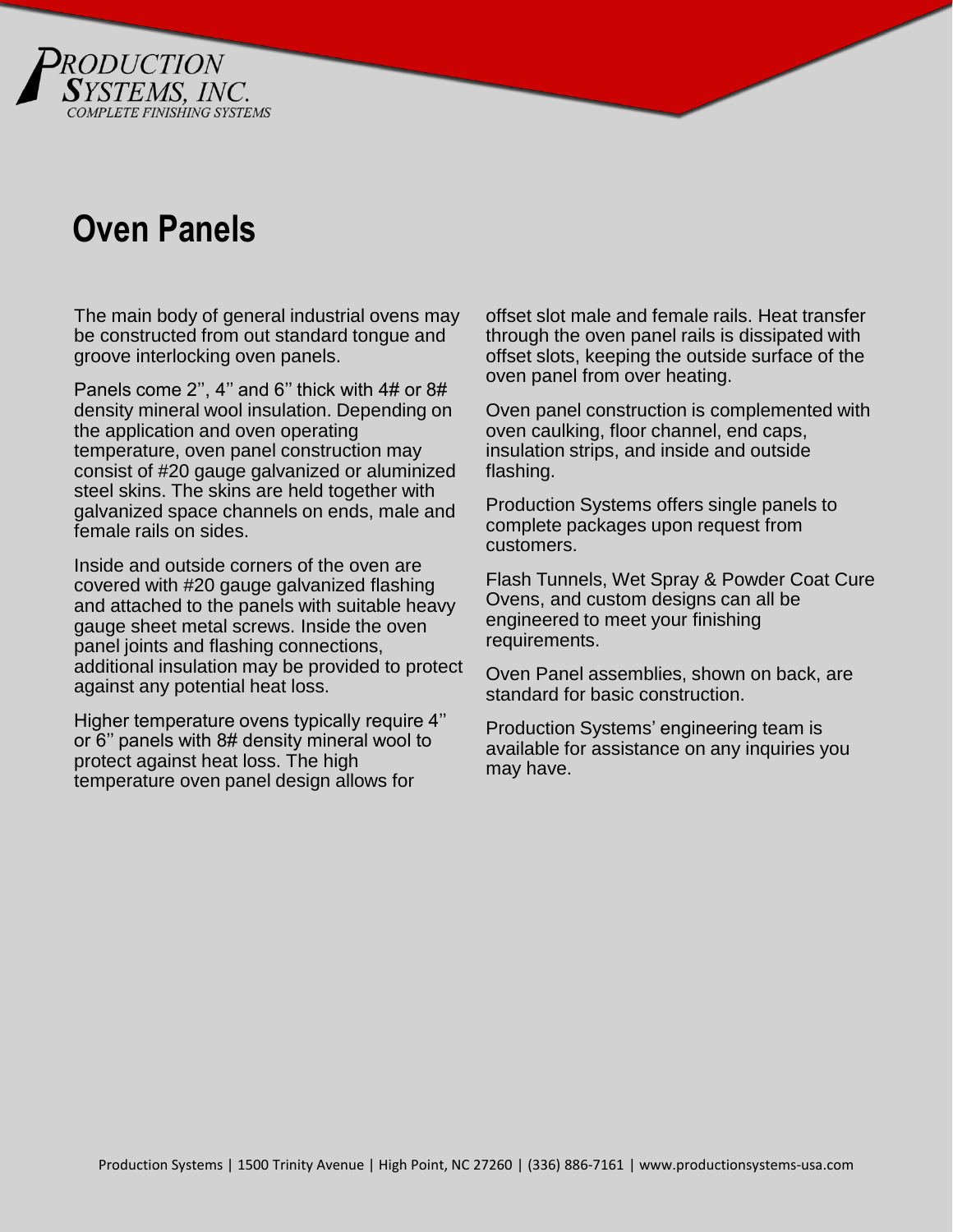# Oven Panels

The main body of general industrial ovens may be constructed from out standard tongue and groove interlocking oven panels.

Panels come 2'', 4'' and 6'' thick with 4# or 8# density mineral wool insulation. Depending on the application and oven operating temperature, oven panel construction may consist of #20 gauge galvanized or aluminized steel skins. The skins are held together with galvanized space channels on ends, male and female rails on sides.

Inside and outside corners of the oven are covered with #20 gauge galvanized flashing and attached to the panels with suitable heavy gauge sheet metal screws. Inside the oven panel joints and flashing connections, additional insulation may be provided to protect against any potential heat loss.

Higher temperature ovens typically require 4'' or 6'' panels with 8# density mineral wool to protect against heat loss. The high temperature oven panel design allows for offset slot male and female rails. Heat transfer through the oven panel rails is dissipated with offset slots, keeping the outside surface of the oven panel from over heating.

Oven panel construction is complemented with oven caulking, floor channel, end caps, insulation strips, and inside and outside flashing.

Production Systems offers single panels to complete packages upon request from customers.

Flash Tunnels, Wet Spray & Powder Coat Cure Ovens, and custom designs can all be engineered to meet your finishing requirements.

Oven Panel assemblies, shown on back, are standard for basic construction.

Production Systems' engineering team is available for assistance on any inquiries you may have.

Production Systems | 1500 Trinity Avenue | High Point, NC 27260 | (336) 886-7161 | www.productionsystems-usa.com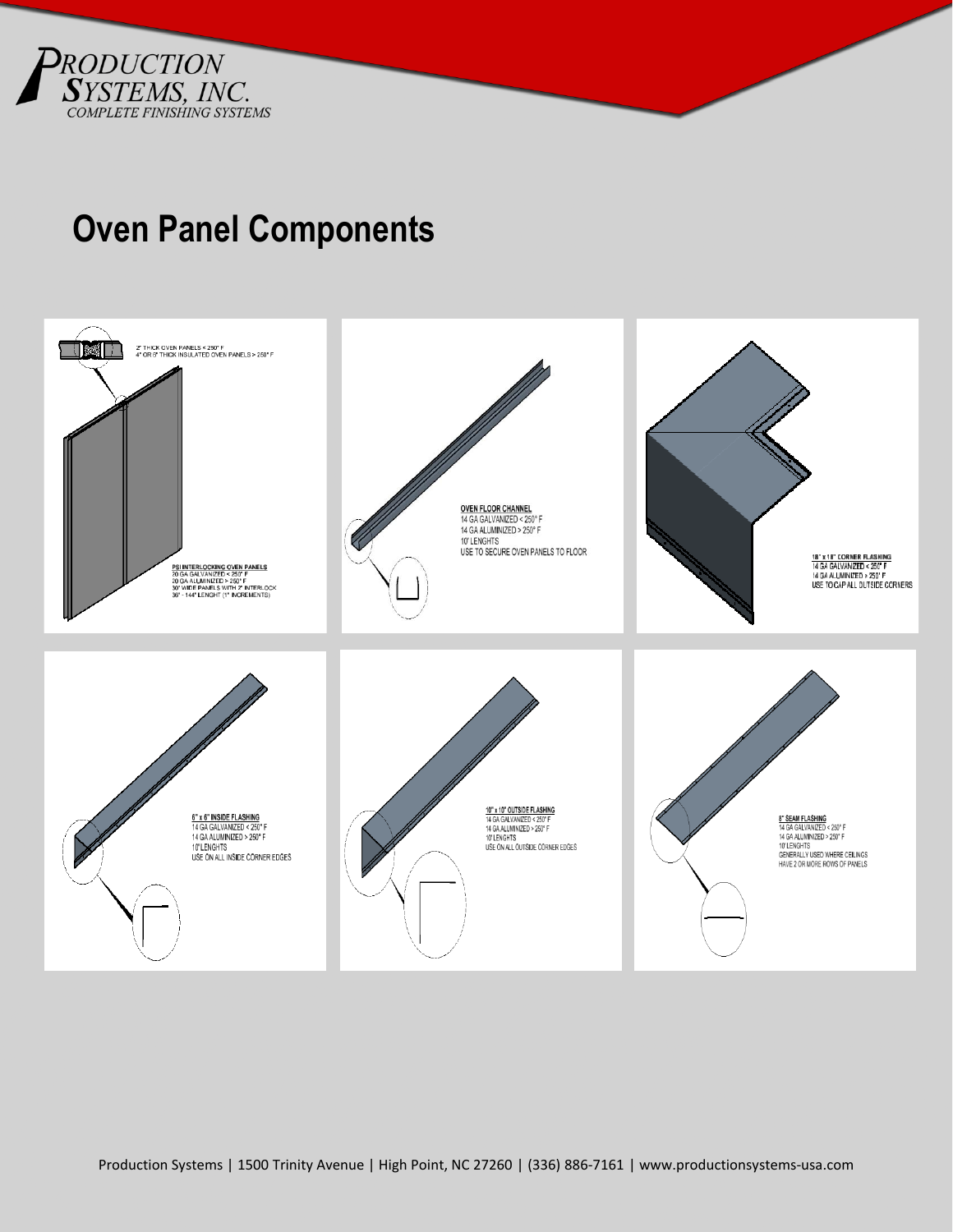# Oven Panel Components

2" THICK OVEN PANELS < 250° F
4" OR 6" THICK INSULATED OVEN PANELS > 250° F

**PSI INTERLOCKING OVEN PANELS**
20 GA GALVANIZED < 250° F
20 GA ALUMINIZED > 250° F
30" WIDE PANELS WITH 2" INTERLOCK
36" - 144" LENGHT (1" INCREMENTS)

**OVEN FLOOR CHANNEL**
14 GA GALVANIZED < 250° F
14 GA ALUMINIZED > 250° F
10' LENGHTS
USE TO SECURE OVEN PANELS TO FLOOR

**18" x 18" CORNER FLASHING**
14 GA GALVANIZED < 250° F
14 GA ALUMINIZED > 250° F
USE TO CAP ALL OUTSIDE CORNERS

**6" x 6" INSIDE FLASHING**
14 GA GALVANIZED < 250° F
14 GA ALUMINIZED > 250° F
10' LENGHTS
USE ON ALL INSIDE CORNER EDGES

**10" x 10" OUTSIDE FLASHING**
14 GA GALVANIZED < 250° F
14 GA ALUMINIZED > 250° F
10' LENGHTS
USE ON ALL OUTSIDE CORNER EDGES

**8" SEAM FLASHING**
14 GA GALVANIZED < 250° F
14 GA ALUMINIZED > 250° F
10' LENGHTS
GENERALLY USED WHERE CEILINGS HAVE 2 OR MORE ROWS OF PANELS